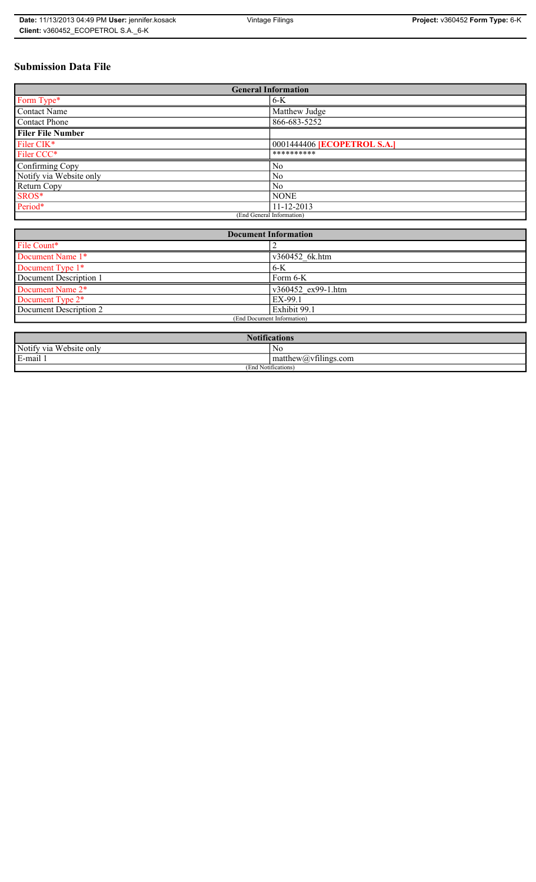# Submission Data File

| General Information | |
|---|---|
| Form Type* | 6-K |
| Contact Name | Matthew Judge |
| Contact Phone | 866-683-5252 |
| **Filer File Number** | |
| Filer CIK* | 0001444406 **[ECOPETROL S.A.]** |
| Filer CCC* | ********** |
| Confirming Copy | No |
| Notify via Website only | No |
| Return Copy | No |
| SROS* | NONE |
| Period* | 11-12-2013 |
| (End General Information) | |

| Document Information | |
|---|---|
| File Count* | 2 |
| Document Name 1* | v360452_6k.htm |
| Document Type 1* | 6-K |
| Document Description 1 | Form 6-K |
| Document Name 2* | v360452_ex99-1.htm |
| Document Type 2* | EX-99.1 |
| Document Description 2 | Exhibit 99.1 |
| (End Document Information) | |

| Notifications | |
|---|---|
| Notify via Website only | No |
| E-mail 1 | matthew@vfilings.com |
| (End Notifications) | |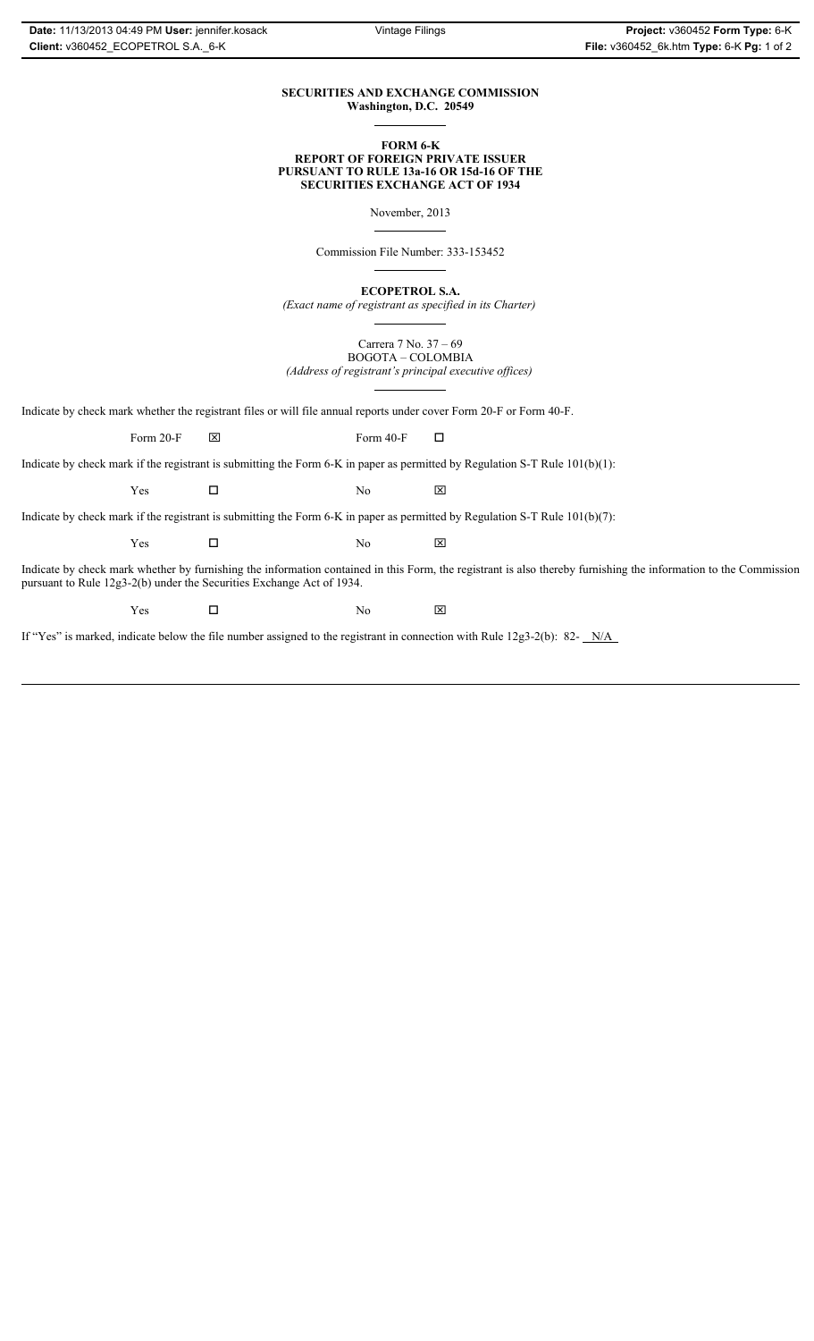**SECURITIES AND EXCHANGE COMMISSION**
**Washington, D.C. 20549**

**FORM 6-K**
**REPORT OF FOREIGN PRIVATE ISSUER**
**PURSUANT TO RULE 13a-16 OR 15d-16 OF THE**
**SECURITIES EXCHANGE ACT OF 1934**

November, 2013

Commission File Number: 333-153452

**ECOPETROL S.A.**
*(Exact name of registrant as specified in its Charter)*

Carrera 7 No. 37 – 69
BOGOTA – COLOMBIA
*(Address of registrant's principal executive offices)*

Indicate by check mark whether the registrant files or will file annual reports under cover Form 20-F or Form 40-F.

Form 20-F ☒ Form 40-F ☐

Indicate by check mark if the registrant is submitting the Form 6-K in paper as permitted by Regulation S-T Rule 101(b)(1):

Yes ☐ No ☒

Indicate by check mark if the registrant is submitting the Form 6-K in paper as permitted by Regulation S-T Rule 101(b)(7):

Yes ☐ No ☒

Indicate by check mark whether by furnishing the information contained in this Form, the registrant is also thereby furnishing the information to the Commission pursuant to Rule 12g3-2(b) under the Securities Exchange Act of 1934.

Yes ☐ No ☒

If "Yes" is marked, indicate below the file number assigned to the registrant in connection with Rule 12g3-2(b): 82- N/A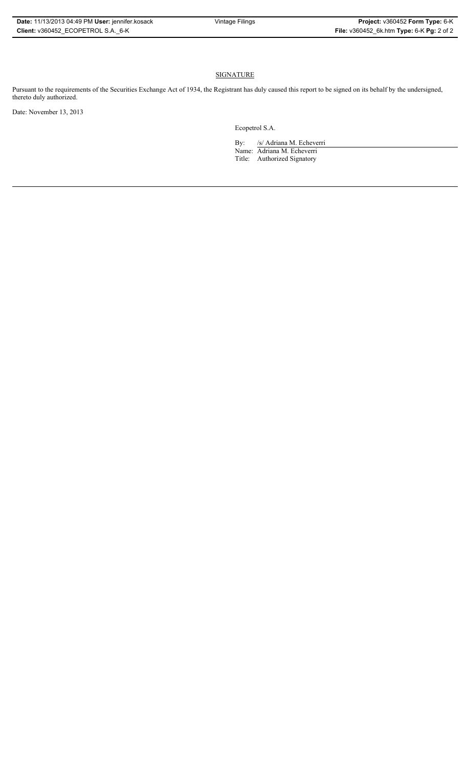## SIGNATURE

Pursuant to the requirements of the Securities Exchange Act of 1934, the Registrant has duly caused this report to be signed on its behalf by the undersigned, thereto duly authorized.

Date: November 13, 2013

Ecopetrol S.A.

By: /s/ Adriana M. Echeverri

Name: Adriana M. Echeverri

Title: Authorized Signatory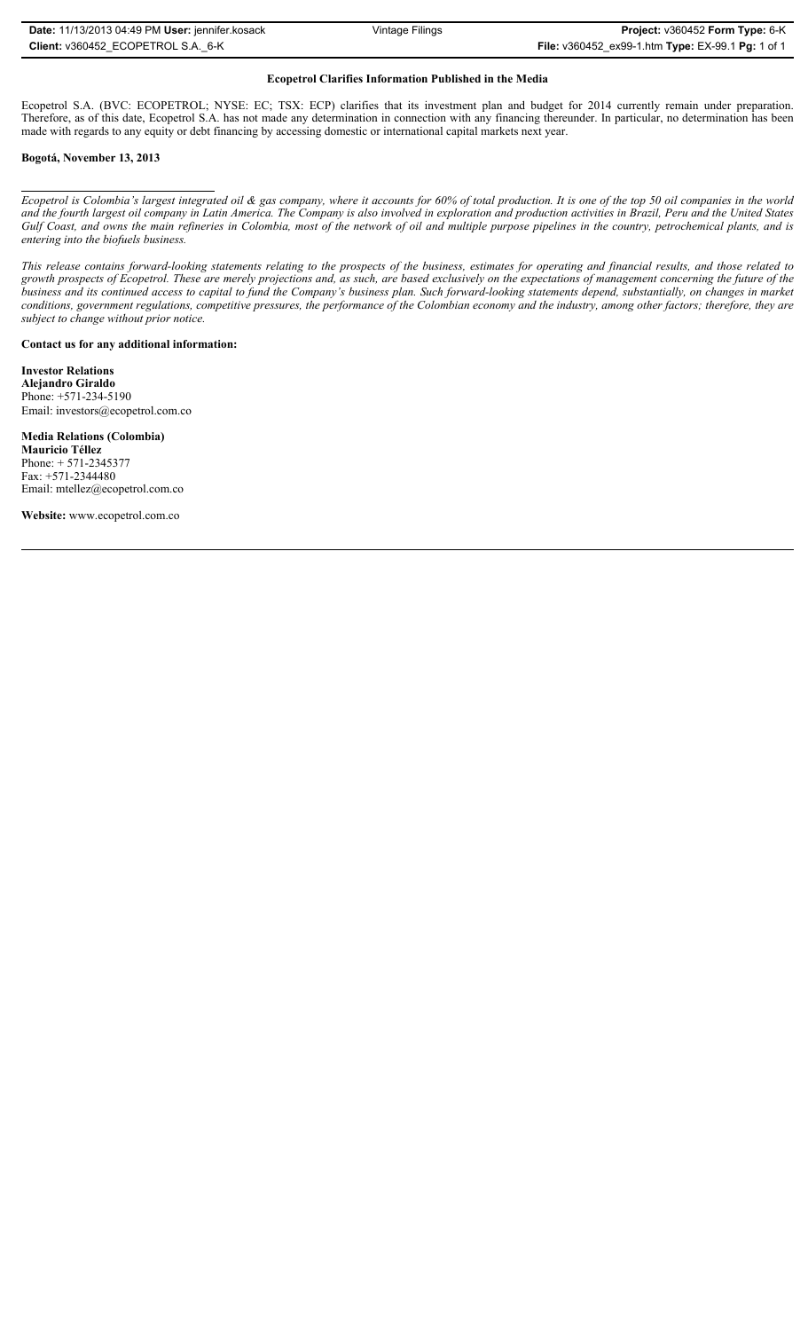**Ecopetrol Clarifies Information Published in the Media**

Ecopetrol S.A. (BVC: ECOPETROL; NYSE: EC; TSX: ECP) clarifies that its investment plan and budget for 2014 currently remain under preparation. Therefore, as of this date, Ecopetrol S.A. has not made any determination in connection with any financing thereunder. In particular, no determination has been made with regards to any equity or debt financing by accessing domestic or international capital markets next year.

**Bogotá, November 13, 2013**

---

*Ecopetrol is Colombia's largest integrated oil & gas company, where it accounts for 60% of total production. It is one of the top 50 oil companies in the world and the fourth largest oil company in Latin America. The Company is also involved in exploration and production activities in Brazil, Peru and the United States Gulf Coast, and owns the main refineries in Colombia, most of the network of oil and multiple purpose pipelines in the country, petrochemical plants, and is entering into the biofuels business.*

*This release contains forward-looking statements relating to the prospects of the business, estimates for operating and financial results, and those related to growth prospects of Ecopetrol. These are merely projections and, as such, are based exclusively on the expectations of management concerning the future of the business and its continued access to capital to fund the Company's business plan. Such forward-looking statements depend, substantially, on changes in market conditions, government regulations, competitive pressures, the performance of the Colombian economy and the industry, among other factors; therefore, they are subject to change without prior notice.*

**Contact us for any additional information:**

**Investor Relations**
**Alejandro Giraldo**
Phone: +571-234-5190
Email: investors@ecopetrol.com.co

**Media Relations (Colombia)**
**Mauricio Téllez**
Phone: + 571-2345377
Fax: +571-2344480
Email: mtellez@ecopetrol.com.co

**Website:** www.ecopetrol.com.co